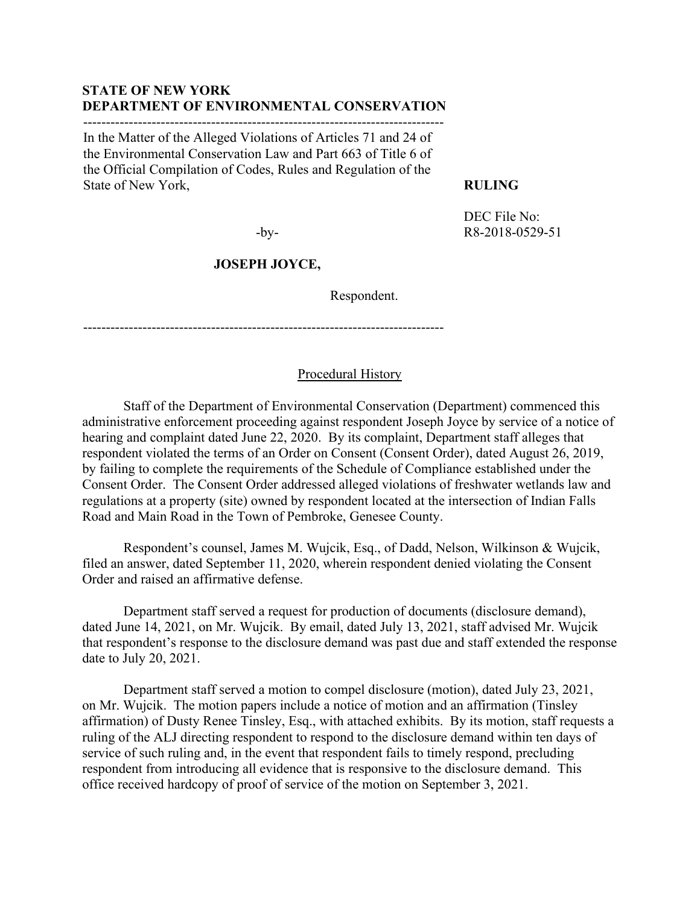**STATE OF NEW YORK**
**DEPARTMENT OF ENVIRONMENTAL CONSERVATION**

---

In the Matter of the Alleged Violations of Articles 71 and 24 of the Environmental Conservation Law and Part 663 of Title 6 of the Official Compilation of Codes, Rules and Regulation of the State of New York,

-by-

**JOSEPH JOYCE,**

Respondent.

---

**RULING**

DEC File No: R8-2018-0529-51

## Procedural History

Staff of the Department of Environmental Conservation (Department) commenced this administrative enforcement proceeding against respondent Joseph Joyce by service of a notice of hearing and complaint dated June 22, 2020. By its complaint, Department staff alleges that respondent violated the terms of an Order on Consent (Consent Order), dated August 26, 2019, by failing to complete the requirements of the Schedule of Compliance established under the Consent Order. The Consent Order addressed alleged violations of freshwater wetlands law and regulations at a property (site) owned by respondent located at the intersection of Indian Falls Road and Main Road in the Town of Pembroke, Genesee County.

Respondent's counsel, James M. Wujcik, Esq., of Dadd, Nelson, Wilkinson & Wujcik, filed an answer, dated September 11, 2020, wherein respondent denied violating the Consent Order and raised an affirmative defense.

Department staff served a request for production of documents (disclosure demand), dated June 14, 2021, on Mr. Wujcik. By email, dated July 13, 2021, staff advised Mr. Wujcik that respondent's response to the disclosure demand was past due and staff extended the response date to July 20, 2021.

Department staff served a motion to compel disclosure (motion), dated July 23, 2021, on Mr. Wujcik. The motion papers include a notice of motion and an affirmation (Tinsley affirmation) of Dusty Renee Tinsley, Esq., with attached exhibits. By its motion, staff requests a ruling of the ALJ directing respondent to respond to the disclosure demand within ten days of service of such ruling and, in the event that respondent fails to timely respond, precluding respondent from introducing all evidence that is responsive to the disclosure demand. This office received hardcopy of proof of service of the motion on September 3, 2021.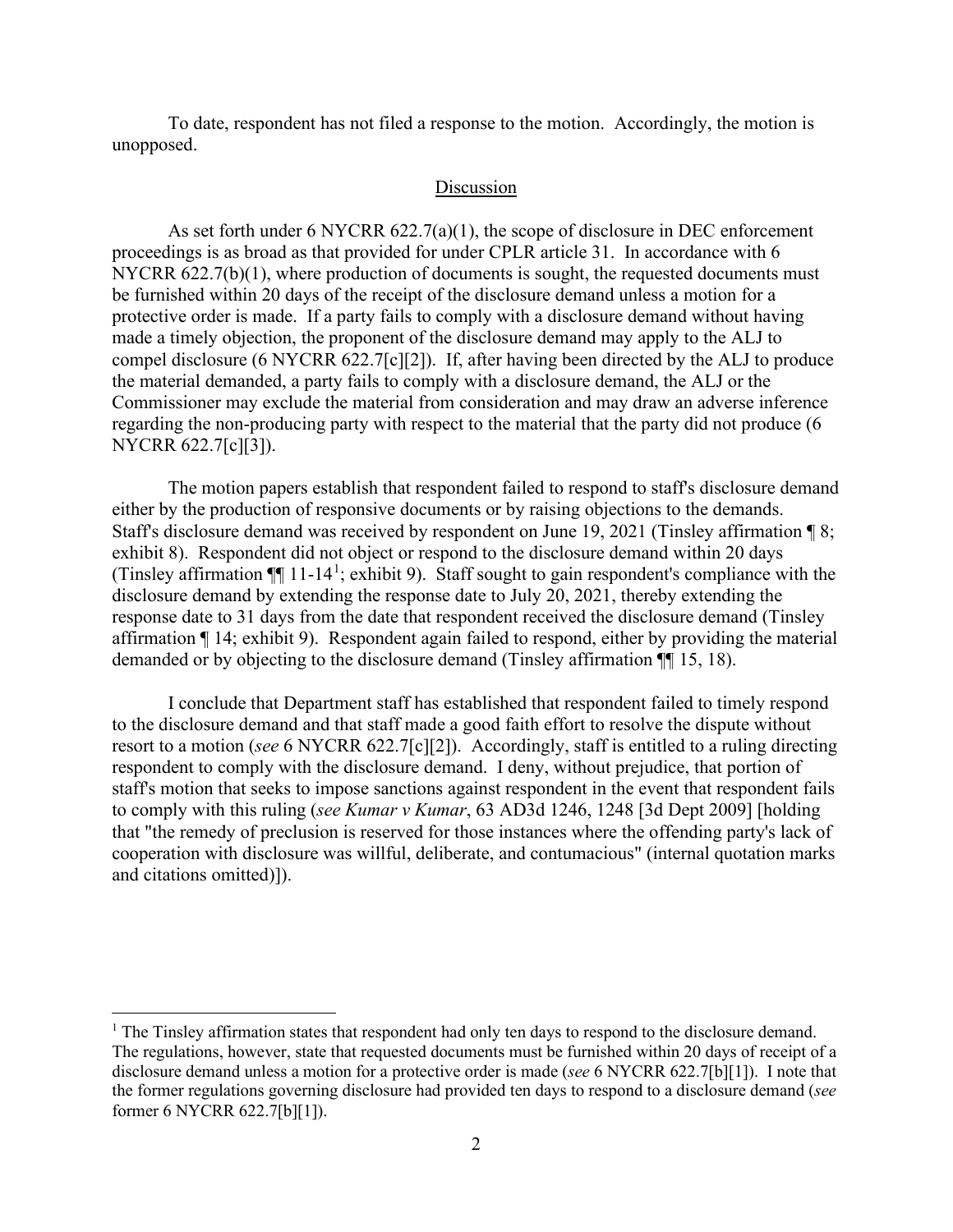To date, respondent has not filed a response to the motion. Accordingly, the motion is unopposed.

## Discussion

As set forth under 6 NYCRR 622.7(a)(1), the scope of disclosure in DEC enforcement proceedings is as broad as that provided for under CPLR article 31. In accordance with 6 NYCRR 622.7(b)(1), where production of documents is sought, the requested documents must be furnished within 20 days of the receipt of the disclosure demand unless a motion for a protective order is made. If a party fails to comply with a disclosure demand without having made a timely objection, the proponent of the disclosure demand may apply to the ALJ to compel disclosure (6 NYCRR 622.7[c][2]). If, after having been directed by the ALJ to produce the material demanded, a party fails to comply with a disclosure demand, the ALJ or the Commissioner may exclude the material from consideration and may draw an adverse inference regarding the non-producing party with respect to the material that the party did not produce (6 NYCRR 622.7[c][3]).

The motion papers establish that respondent failed to respond to staff's disclosure demand either by the production of responsive documents or by raising objections to the demands. Staff's disclosure demand was received by respondent on June 19, 2021 (Tinsley affirmation ¶ 8; exhibit 8). Respondent did not object or respond to the disclosure demand within 20 days (Tinsley affirmation ¶¶ 11-14[1]; exhibit 9). Staff sought to gain respondent's compliance with the disclosure demand by extending the response date to July 20, 2021, thereby extending the response date to 31 days from the date that respondent received the disclosure demand (Tinsley affirmation ¶ 14; exhibit 9). Respondent again failed to respond, either by providing the material demanded or by objecting to the disclosure demand (Tinsley affirmation ¶¶ 15, 18).

I conclude that Department staff has established that respondent failed to timely respond to the disclosure demand and that staff made a good faith effort to resolve the dispute without resort to a motion (*see* 6 NYCRR 622.7[c][2]). Accordingly, staff is entitled to a ruling directing respondent to comply with the disclosure demand. I deny, without prejudice, that portion of staff's motion that seeks to impose sanctions against respondent in the event that respondent fails to comply with this ruling (*see Kumar v Kumar*, 63 AD3d 1246, 1248 [3d Dept 2009] [holding that "the remedy of preclusion is reserved for those instances where the offending party's lack of cooperation with disclosure was willful, deliberate, and contumacious" (internal quotation marks and citations omitted)]).

---

[1] The Tinsley affirmation states that respondent had only ten days to respond to the disclosure demand. The regulations, however, state that requested documents must be furnished within 20 days of receipt of a disclosure demand unless a motion for a protective order is made (*see* 6 NYCRR 622.7[b][1]). I note that the former regulations governing disclosure had provided ten days to respond to a disclosure demand (*see* former 6 NYCRR 622.7[b][1]).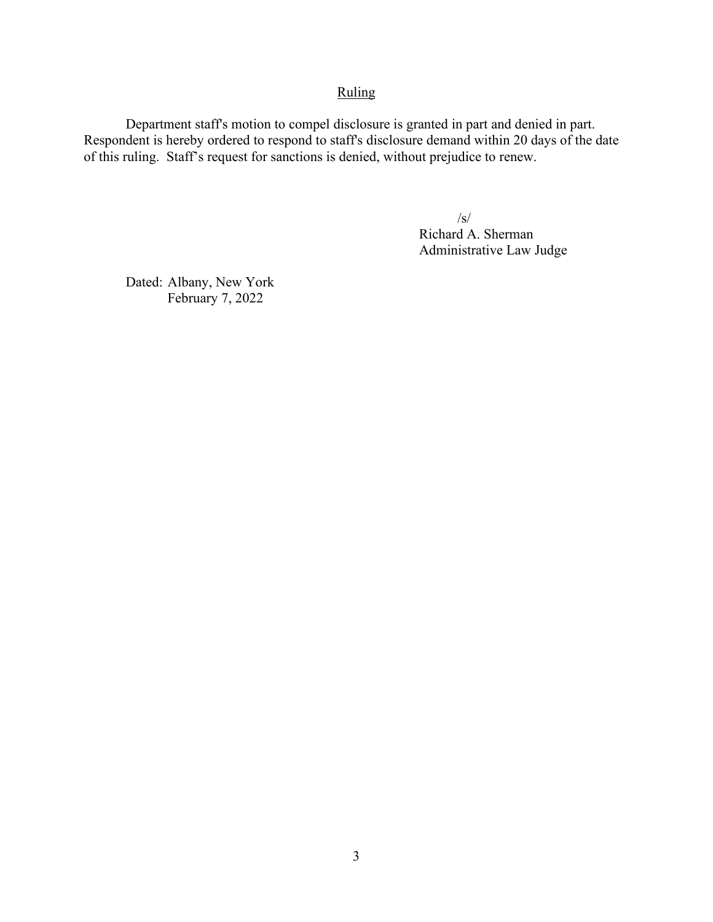## Ruling

Department staff's motion to compel disclosure is granted in part and denied in part. Respondent is hereby ordered to respond to staff's disclosure demand within 20 days of the date of this ruling. Staff's request for sanctions is denied, without prejudice to renew.

/s/
Richard A. Sherman
Administrative Law Judge

Dated: Albany, New York
February 7, 2022